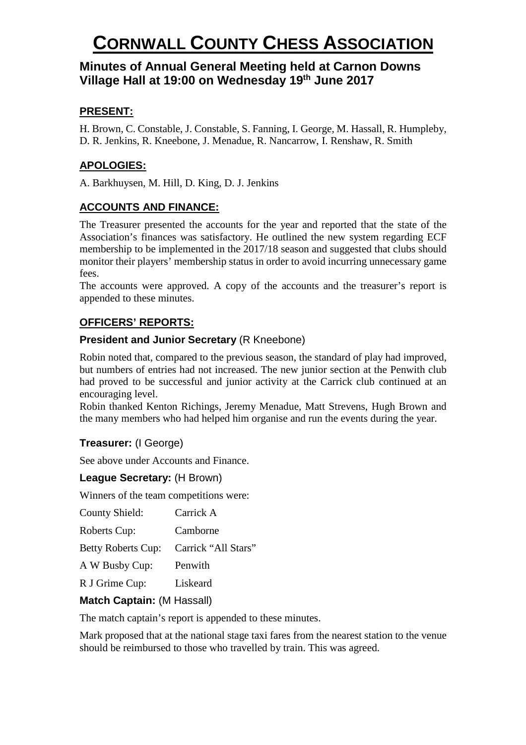# CORNWALL COUNTY CHESS ASSOCIATION

## Minutes of Annual General Meeting held at Carnon Downs Village Hall at 19:00 on Wednesday 19th June 2017

### PRESENT:

H. Brown, C. Constable, J. Constable, S. Fanning, I. George, M. Hassall, R. Humpleby, D. R. Jenkins, R. Kneebone, J. Menadue, R. Nancarrow, I. Renshaw, R. Smith

### APOLOGIES:

A. Barkhuysen, M. Hill, D. King, D. J. Jenkins

### ACCOUNTS AND FINANCE:

The Treasurer presented the accounts for the year and reported that the state of the Association's finances was satisfactory. He outlined the new system regarding ECF membership to be implemented in the 2017/18 season and suggested that clubs should monitor their players' membership status in order to avoid incurring unnecessary game fees.

The accounts were approved. A copy of the accounts and the treasurer's report is appended to these minutes.

### OFFICERS' REPORTS:

**President and Junior Secretary** (R Kneebone)

Robin noted that, compared to the previous season, the standard of play had improved, but numbers of entries had not increased. The new junior section at the Penwith club had proved to be successful and junior activity at the Carrick club continued at an encouraging level.

Robin thanked Kenton Richings, Jeremy Menadue, Matt Strevens, Hugh Brown and the many members who had helped him organise and run the events during the year.

**Treasurer:** (I George)

See above under Accounts and Finance.

**League Secretary:** (H Brown)

Winners of the team competitions were:

| | |
|---|---|
| County Shield: | Carrick A |
| Roberts Cup: | Camborne |
| Betty Roberts Cup: | Carrick "All Stars" |
| A W Busby Cup: | Penwith |
| R J Grime Cup: | Liskeard |

**Match Captain:** (M Hassall)

The match captain's report is appended to these minutes.

Mark proposed that at the national stage taxi fares from the nearest station to the venue should be reimbursed to those who travelled by train. This was agreed.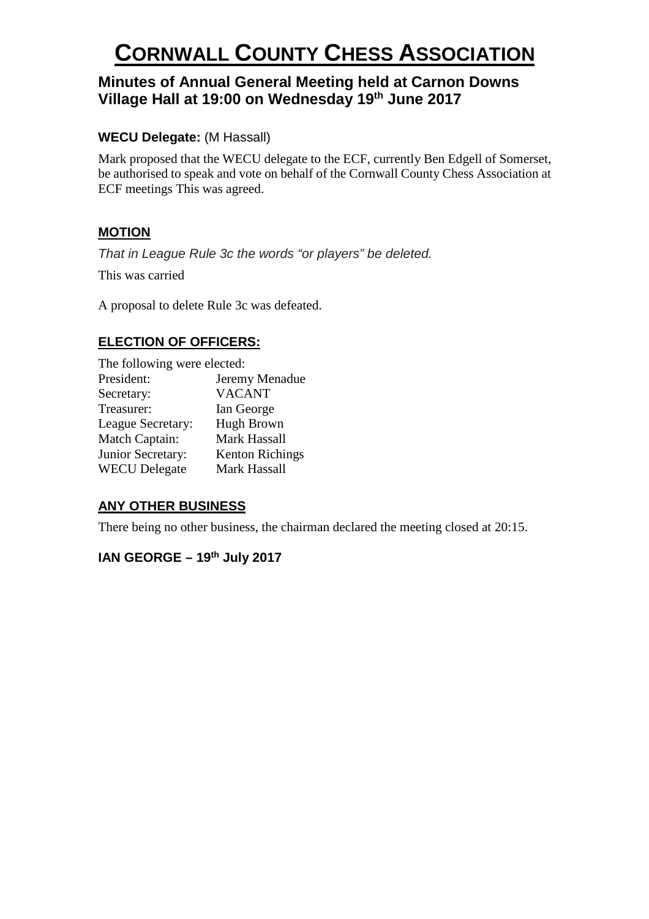# CORNWALL COUNTY CHESS ASSOCIATION

## Minutes of Annual General Meeting held at Carnon Downs Village Hall at 19:00 on Wednesday 19th June 2017

**WECU Delegate:** (M Hassall)

Mark proposed that the WECU delegate to the ECF, currently Ben Edgell of Somerset, be authorised to speak and vote on behalf of the Cornwall County Chess Association at ECF meetings This was agreed.

**MOTION**

*That in League Rule 3c the words "or players" be deleted.*

This was carried

A proposal to delete Rule 3c was defeated.

**ELECTION OF OFFICERS:**

The following were elected:

| | |
|---|---|
| President: | Jeremy Menadue |
| Secretary: | VACANT |
| Treasurer: | Ian George |
| League Secretary: | Hugh Brown |
| Match Captain: | Mark Hassall |
| Junior Secretary: | Kenton Richings |
| WECU Delegate | Mark Hassall |

**ANY OTHER BUSINESS**

There being no other business, the chairman declared the meeting closed at 20:15.

**IAN GEORGE – 19th July 2017**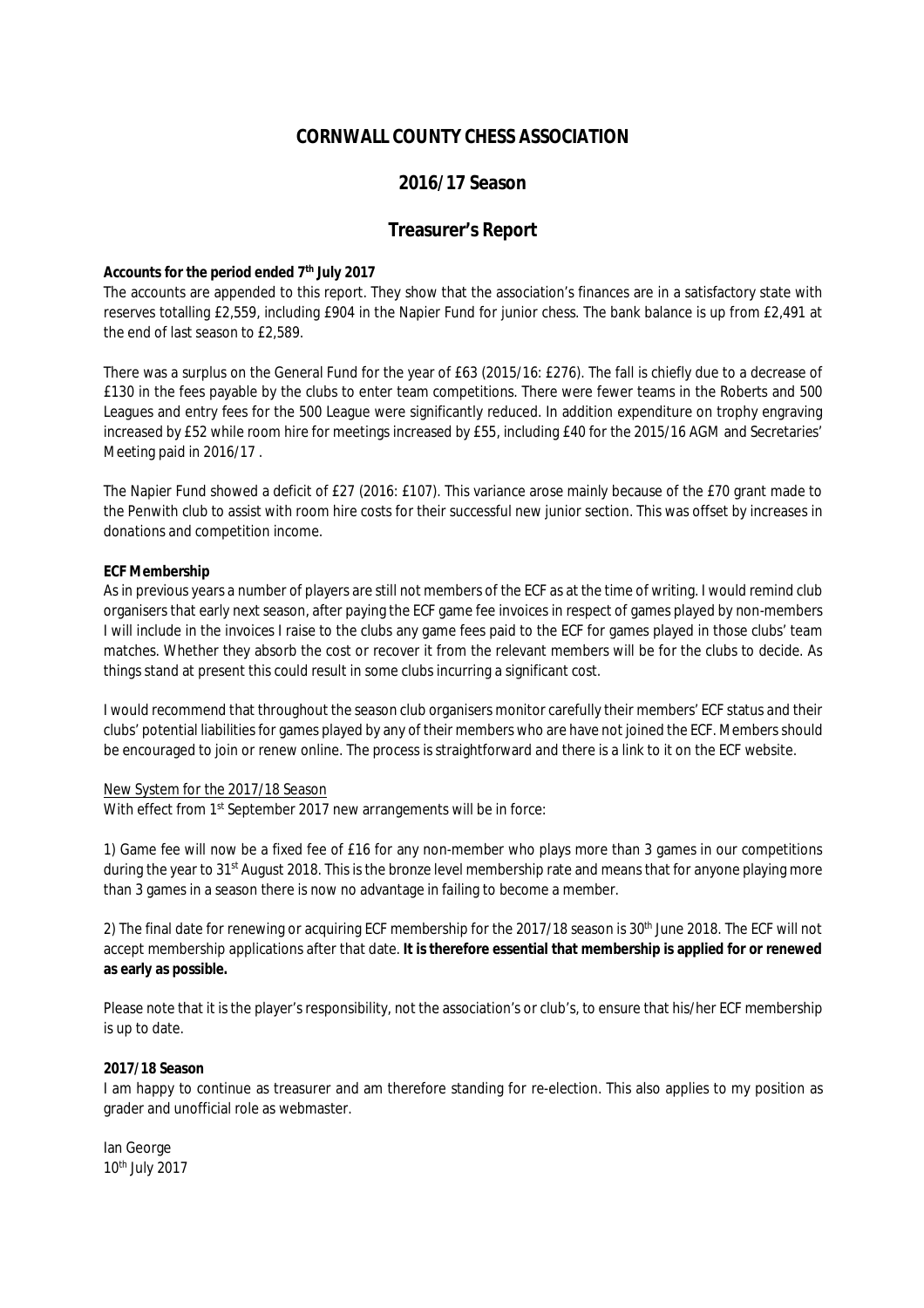# CORNWALL COUNTY CHESS ASSOCIATION

## 2016/17 Season

## Treasurer's Report

**Accounts for the period ended 7th July 2017**

The accounts are appended to this report. They show that the association's finances are in a satisfactory state with reserves totalling £2,559, including £904 in the Napier Fund for junior chess. The bank balance is up from £2,491 at the end of last season to £2,589.

There was a surplus on the General Fund for the year of £63 (2015/16: £276). The fall is chiefly due to a decrease of £130 in the fees payable by the clubs to enter team competitions. There were fewer teams in the Roberts and 500 Leagues and entry fees for the 500 League were significantly reduced. In addition expenditure on trophy engraving increased by £52 while room hire for meetings increased by £55, including £40 for the 2015/16 AGM and Secretaries' Meeting paid in 2016/17 .

The Napier Fund showed a deficit of £27 (2016: £107). This variance arose mainly because of the £70 grant made to the Penwith club to assist with room hire costs for their successful new junior section. This was offset by increases in donations and competition income.

**ECF Membership**

As in previous years a number of players are still not members of the ECF as at the time of writing. I would remind club organisers that early next season, after paying the ECF game fee invoices in respect of games played by non-members I will include in the invoices I raise to the clubs any game fees paid to the ECF for games played in those clubs' team matches. Whether they absorb the cost or recover it from the relevant members will be for the clubs to decide. As things stand at present this could result in some clubs incurring a significant cost.

I would recommend that throughout the season club organisers monitor carefully their members' ECF status and their clubs' potential liabilities for games played by any of their members who are have not joined the ECF. Members should be encouraged to join or renew online. The process is straightforward and there is a link to it on the ECF website.

New System for the 2017/18 Season

With effect from 1st September 2017 new arrangements will be in force:

1) Game fee will now be a fixed fee of £16 for any non-member who plays more than 3 games in our competitions during the year to 31st August 2018. This is the bronze level membership rate and means that for anyone playing more than 3 games in a season there is now no advantage in failing to become a member.

2) The final date for renewing or acquiring ECF membership for the 2017/18 season is 30th June 2018. The ECF will not accept membership applications after that date. **It is therefore essential that membership is applied for or renewed as early as possible.**

Please note that it is the player's responsibility, not the association's or club's, to ensure that his/her ECF membership is up to date.

**2017/18 Season**

I am happy to continue as treasurer and am therefore standing for re-election. This also applies to my position as grader and unofficial role as webmaster.

Ian George
10th July 2017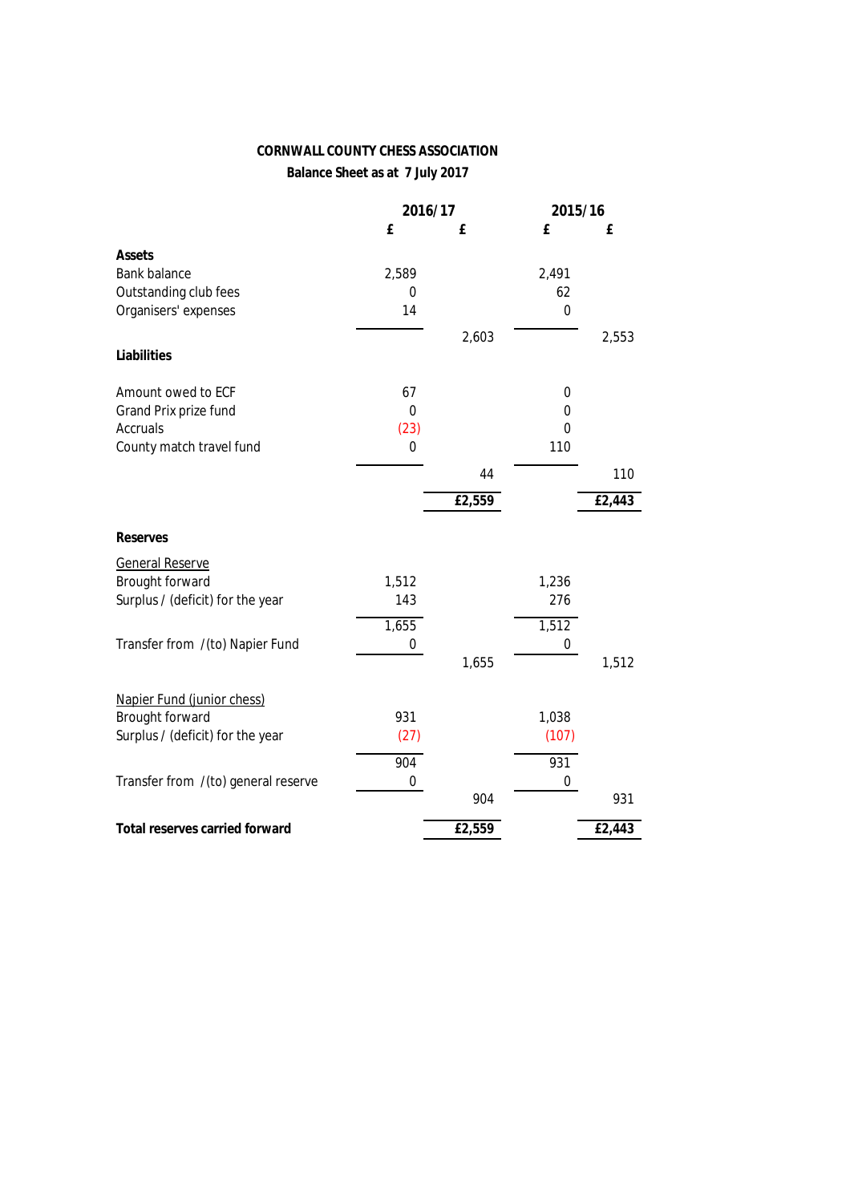**CORNWALL COUNTY CHESS ASSOCIATION**

**Balance Sheet as at 7 July 2017**

| | 2016/17 | | 2015/16 | |
|---|---|---|---|---|
| | £ | £ | £ | £ |
| **Assets** | | | | |
| Bank balance | 2,589 | | 2,491 | |
| Outstanding club fees | 0 | | 62 | |
| Organisers' expenses | 14 | | 0 | |
| | | 2,603 | | 2,553 |
| **Liabilities** | | | | |
| Amount owed to ECF | 67 | | 0 | |
| Grand Prix prize fund | 0 | | 0 | |
| Accruals | (23) | | 0 | |
| County match travel fund | 0 | | 110 | |
| | | 44 | | 110 |
| | | £2,559 | | £2,443 |
| **Reserves** | | | | |
| General Reserve | | | | |
| Brought forward | 1,512 | | 1,236 | |
| Surplus / (deficit) for the year | 143 | | 276 | |
| | 1,655 | | 1,512 | |
| Transfer from /(to) Napier Fund | 0 | | 0 | |
| | | 1,655 | | 1,512 |
| Napier Fund (junior chess) | | | | |
| Brought forward | 931 | | 1,038 | |
| Surplus / (deficit) for the year | (27) | | (107) | |
| | 904 | | 931 | |
| Transfer from /(to) general reserve | 0 | | 0 | |
| | | 904 | | 931 |
| **Total reserves carried forward** | | £2,559 | | £2,443 |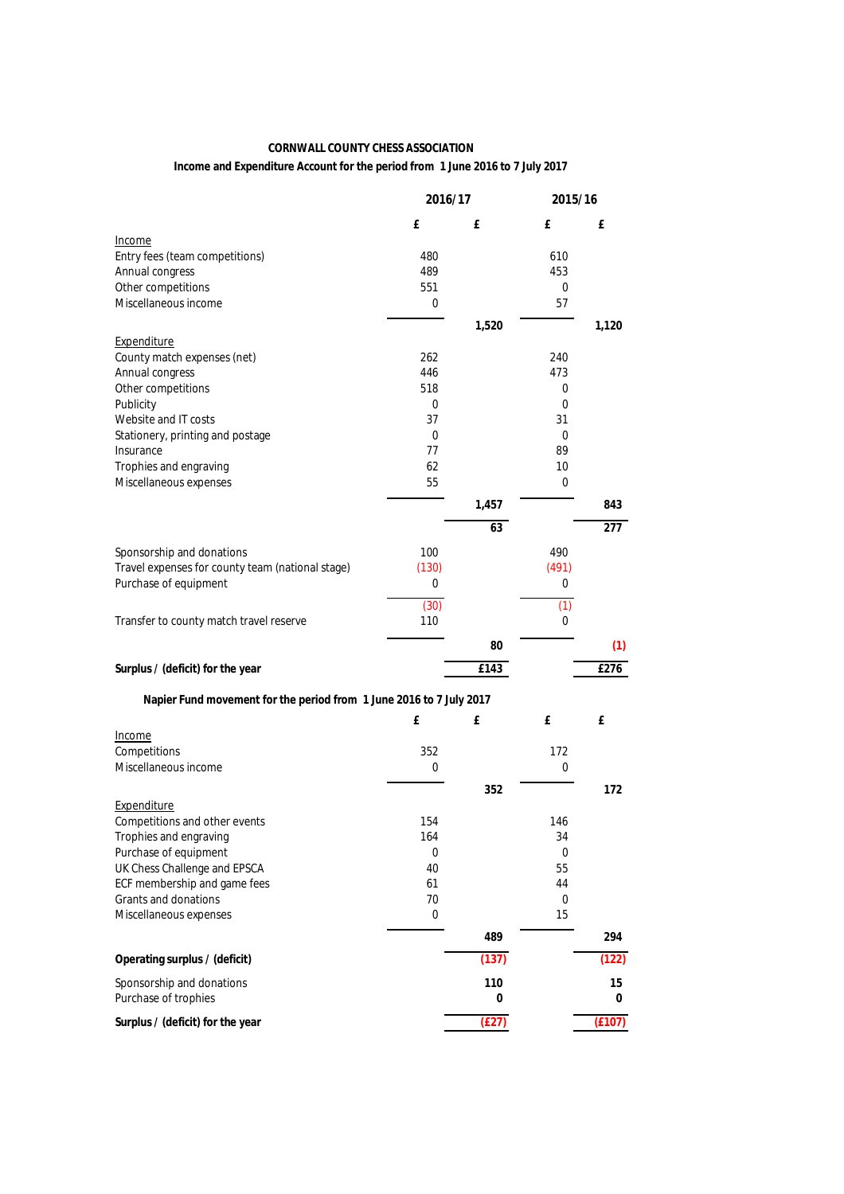**CORNWALL COUNTY CHESS ASSOCIATION**

**Income and Expenditure Account for the period from 1 June 2016 to 7 July 2017**

| | 2016/17 | | 2015/16 | |
|---|---|---|---|---|
| | £ | £ | £ | £ |
| Income | | | | |
| Entry fees (team competitions) | 480 | | 610 | |
| Annual congress | 489 | | 453 | |
| Other competitions | 551 | | 0 | |
| Miscellaneous income | 0 | | 57 | |
| | | **1,520** | | **1,120** |
| Expenditure | | | | |
| County match expenses (net) | 262 | | 240 | |
| Annual congress | 446 | | 473 | |
| Other competitions | 518 | | 0 | |
| Publicity | 0 | | 0 | |
| Website and IT costs | 37 | | 31 | |
| Stationery, printing and postage | 0 | | 0 | |
| Insurance | 77 | | 89 | |
| Trophies and engraving | 62 | | 10 | |
| Miscellaneous expenses | 55 | | 0 | |
| | | **1,457** | | **843** |
| | | **63** | | **277** |
| Sponsorship and donations | 100 | | 490 | |
| Travel expenses for county team (national stage) | (130) | | (491) | |
| Purchase of equipment | 0 | | 0 | |
| | (30) | | (1) | |
| Transfer to county match travel reserve | 110 | | 0 | |
| | | **80** | | **(1)** |
| **Surplus / (deficit) for the year** | | **£143** | | **£276** |

**Napier Fund movement for the period from 1 June 2016 to 7 July 2017**

| | £ | £ | £ | £ |
|---|---|---|---|---|
| Income | | | | |
| Competitions | 352 | | 172 | |
| Miscellaneous income | 0 | | 0 | |
| | | **352** | | **172** |
| Expenditure | | | | |
| Competitions and other events | 154 | | 146 | |
| Trophies and engraving | 164 | | 34 | |
| Purchase of equipment | 0 | | 0 | |
| UK Chess Challenge and EPSCA | 40 | | 55 | |
| ECF membership and game fees | 61 | | 44 | |
| Grants and donations | 70 | | 0 | |
| Miscellaneous expenses | 0 | | 15 | |
| | | **489** | | **294** |
| **Operating surplus / (deficit)** | | **(137)** | | **(122)** |
| Sponsorship and donations | | **110** | | **15** |
| Purchase of trophies | | **0** | | **0** |
| **Surplus / (deficit) for the year** | | **(£27)** | | **(£107)** |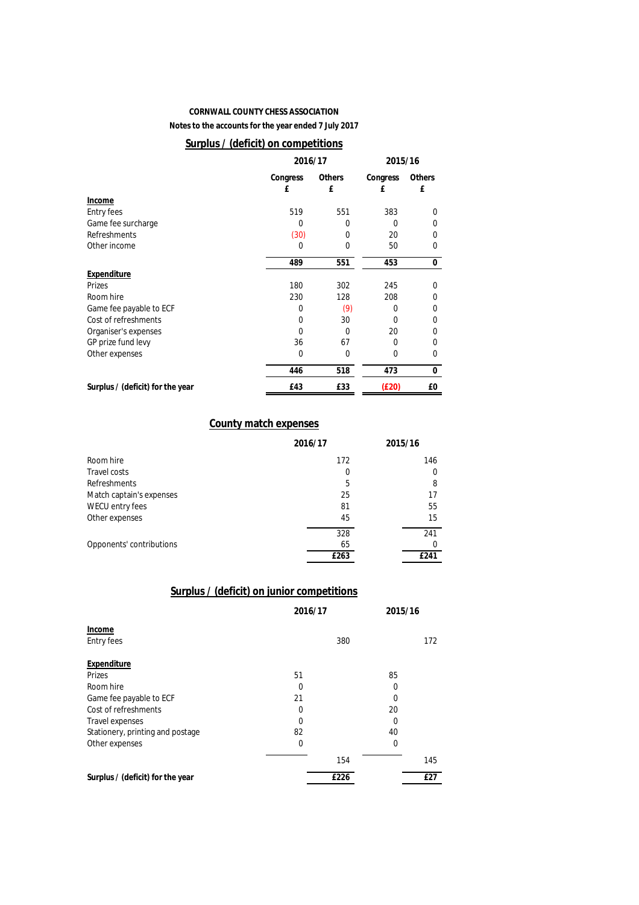**CORNWALL COUNTY CHESS ASSOCIATION**

**Notes to the accounts for the year ended 7 July 2017**

## Surplus / (deficit) on competitions

| | 2016/17 | | 2015/16 | |
|---|---|---|---|---|
| | Congress £ | Others £ | Congress £ | Others £ |
| **Income** | | | | |
| Entry fees | 519 | 551 | 383 | 0 |
| Game fee surcharge | 0 | 0 | 0 | 0 |
| Refreshments | (30) | 0 | 20 | 0 |
| Other income | 0 | 0 | 50 | 0 |
| | **489** | **551** | **453** | **0** |
| **Expenditure** | | | | |
| Prizes | 180 | 302 | 245 | 0 |
| Room hire | 230 | 128 | 208 | 0 |
| Game fee payable to ECF | 0 | (9) | 0 | 0 |
| Cost of refreshments | 0 | 30 | 0 | 0 |
| Organiser's expenses | 0 | 0 | 20 | 0 |
| GP prize fund levy | 36 | 67 | 0 | 0 |
| Other expenses | 0 | 0 | 0 | 0 |
| | **446** | **518** | **473** | **0** |
| **Surplus / (deficit) for the year** | **£43** | **£33** | **(£20)** | **£0** |

## County match expenses

| | 2016/17 | 2015/16 |
|---|---|---|
| Room hire | 172 | 146 |
| Travel costs | 0 | 0 |
| Refreshments | 5 | 8 |
| Match captain's expenses | 25 | 17 |
| WECU entry fees | 81 | 55 |
| Other expenses | 45 | 15 |
| | 328 | 241 |
| Opponents' contributions | 65 | 0 |
| | **£263** | **£241** |

## Surplus / (deficit) on junior competitions

| | 2016/17 | | 2015/16 | |
|---|---|---|---|---|
| **Income** | | | | |
| Entry fees | | 380 | | 172 |
| **Expenditure** | | | | |
| Prizes | 51 | | 85 | |
| Room hire | 0 | | 0 | |
| Game fee payable to ECF | 21 | | 0 | |
| Cost of refreshments | 0 | | 20 | |
| Travel expenses | 0 | | 0 | |
| Stationery, printing and postage | 82 | | 40 | |
| Other expenses | 0 | | 0 | |
| | | 154 | | 145 |
| **Surplus / (deficit) for the year** | | **£226** | | **£27** |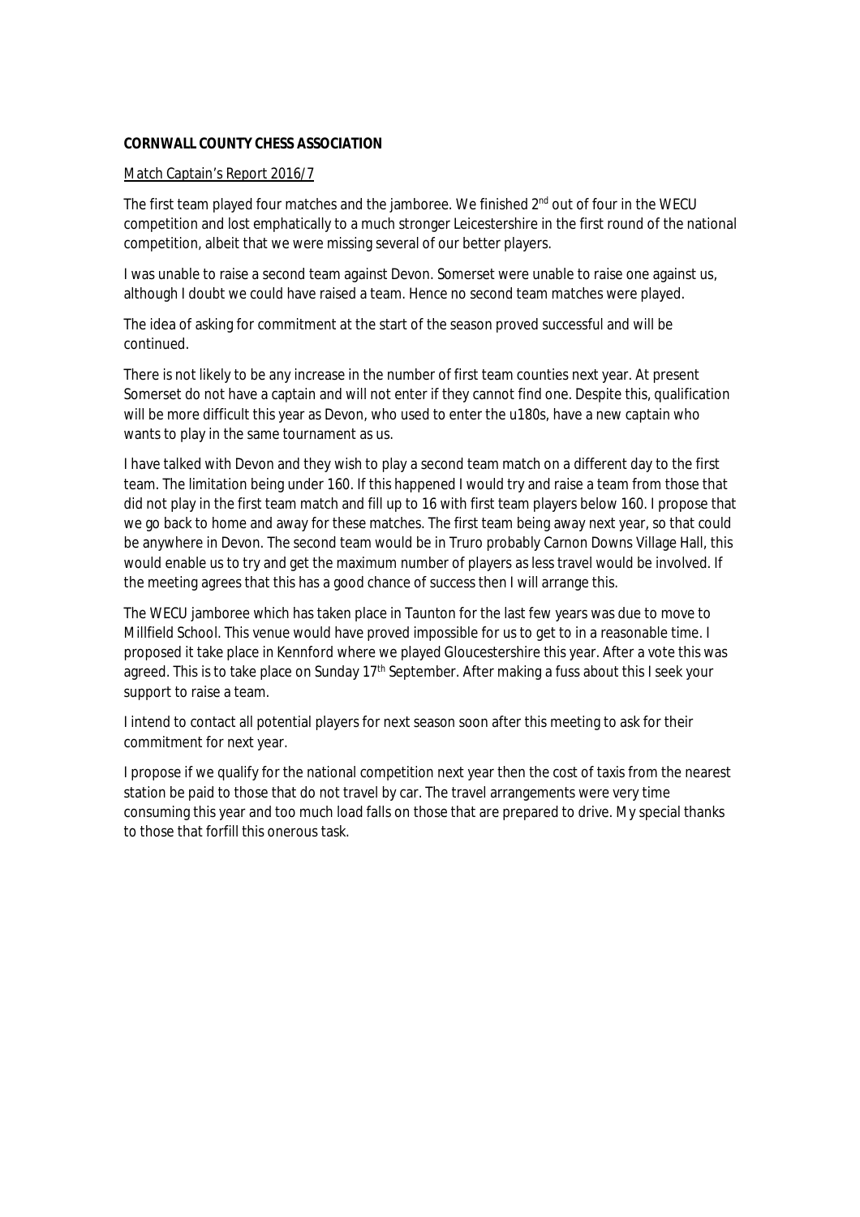**CORNWALL COUNTY CHESS ASSOCIATION**

Match Captain's Report 2016/7

The first team played four matches and the jamboree. We finished 2nd out of four in the WECU competition and lost emphatically to a much stronger Leicestershire in the first round of the national competition, albeit that we were missing several of our better players.

I was unable to raise a second team against Devon. Somerset were unable to raise one against us, although I doubt we could have raised a team. Hence no second team matches were played.

The idea of asking for commitment at the start of the season proved successful and will be continued.

There is not likely to be any increase in the number of first team counties next year. At present Somerset do not have a captain and will not enter if they cannot find one. Despite this, qualification will be more difficult this year as Devon, who used to enter the u180s, have a new captain who wants to play in the same tournament as us.

I have talked with Devon and they wish to play a second team match on a different day to the first team. The limitation being under 160. If this happened I would try and raise a team from those that did not play in the first team match and fill up to 16 with first team players below 160. I propose that we go back to home and away for these matches. The first team being away next year, so that could be anywhere in Devon. The second team would be in Truro probably Carnon Downs Village Hall, this would enable us to try and get the maximum number of players as less travel would be involved. If the meeting agrees that this has a good chance of success then I will arrange this.

The WECU jamboree which has taken place in Taunton for the last few years was due to move to Millfield School. This venue would have proved impossible for us to get to in a reasonable time. I proposed it take place in Kennford where we played Gloucestershire this year. After a vote this was agreed. This is to take place on Sunday 17th September. After making a fuss about this I seek your support to raise a team.

I intend to contact all potential players for next season soon after this meeting to ask for their commitment for next year.

I propose if we qualify for the national competition next year then the cost of taxis from the nearest station be paid to those that do not travel by car. The travel arrangements were very time consuming this year and too much load falls on those that are prepared to drive. My special thanks to those that forfill this onerous task.